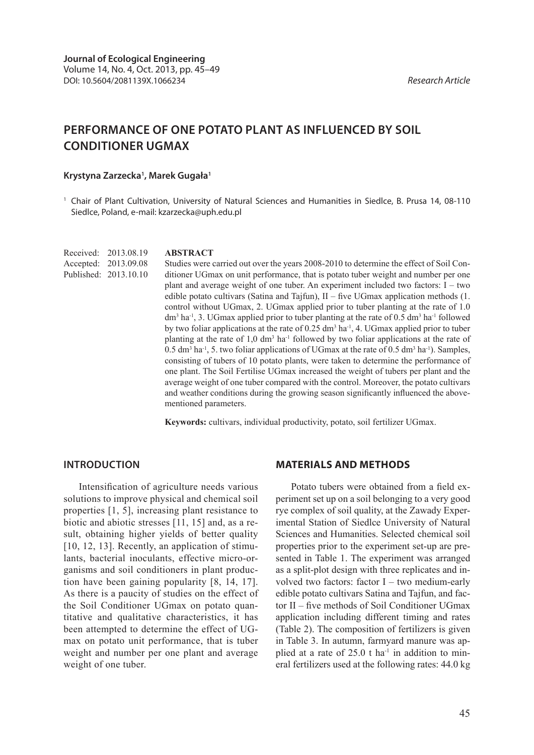Journal of Ecological Engineering
Volume 14, No. 4, Oct. 2013, pp. 45–49
DOI: 10.5604/2081139X.1066234

*Research Article*

# PERFORMANCE OF ONE POTATO PLANT AS INFLUENCED BY SOIL CONDITIONER UGMAX

**Krystyna Zarzecka[1], Marek Gugała[1]**

[1] Chair of Plant Cultivation, University of Natural Sciences and Humanities in Siedlce, B. Prusa 14, 08-110 Siedlce, Poland, e-mail: kzarzecka@uph.edu.pl

Received: 2013.08.19
Accepted: 2013.09.08
Published: 2013.10.10

## ABSTRACT

Studies were carried out over the years 2008-2010 to determine the effect of Soil Conditioner UGmax on unit performance, that is potato tuber weight and number per one plant and average weight of one tuber. An experiment included two factors: I – two edible potato cultivars (Satina and Tajfun), II – five UGmax application methods (1. control without UGmax, 2. UGmax applied prior to tuber planting at the rate of 1.0 $dm^3$ $ha^{-1}$, 3. UGmax applied prior to tuber planting at the rate of 0.5 $dm^3$ $ha^{-1}$ followed by two foliar applications at the rate of 0.25 $dm^3$ $ha^{-1}$, 4. UGmax applied prior to tuber planting at the rate of 1,0 $dm^3$ $ha^{-1}$ followed by two foliar applications at the rate of 0.5 $dm^3$ $ha^{-1}$, 5. two foliar applications of UGmax at the rate of 0.5 $dm^3$ $ha^{-1}$). Samples, consisting of tubers of 10 potato plants, were taken to determine the performance of one plant. The Soil Fertilise UGmax increased the weight of tubers per plant and the average weight of one tuber compared with the control. Moreover, the potato cultivars and weather conditions during the growing season significantly influenced the above-mentioned parameters.

**Keywords:** cultivars, individual productivity, potato, soil fertilizer UGmax.

## INTRODUCTION

Intensification of agriculture needs various solutions to improve physical and chemical soil properties [1, 5], increasing plant resistance to biotic and abiotic stresses [11, 15] and, as a result, obtaining higher yields of better quality [10, 12, 13]. Recently, an application of stimulants, bacterial inoculants, effective micro-organisms and soil conditioners in plant production have been gaining popularity [8, 14, 17]. As there is a paucity of studies on the effect of the Soil Conditioner UGmax on potato quantitative and qualitative characteristics, it has been attempted to determine the effect of UGmax on potato unit performance, that is tuber weight and number per one plant and average weight of one tuber.

## MATERIALS AND METHODS

Potato tubers were obtained from a field experiment set up on a soil belonging to a very good rye complex of soil quality, at the Zawady Experimental Station of Siedlce University of Natural Sciences and Humanities. Selected chemical soil properties prior to the experiment set-up are presented in Table 1. The experiment was arranged as a split-plot design with three replicates and involved two factors: factor I – two medium-early edible potato cultivars Satina and Tajfun, and factor II – five methods of Soil Conditioner UGmax application including different timing and rates (Table 2). The composition of fertilizers is given in Table 3. In autumn, farmyard manure was applied at a rate of 25.0 t $ha^{-1}$ in addition to mineral fertilizers used at the following rates: 44.0 kg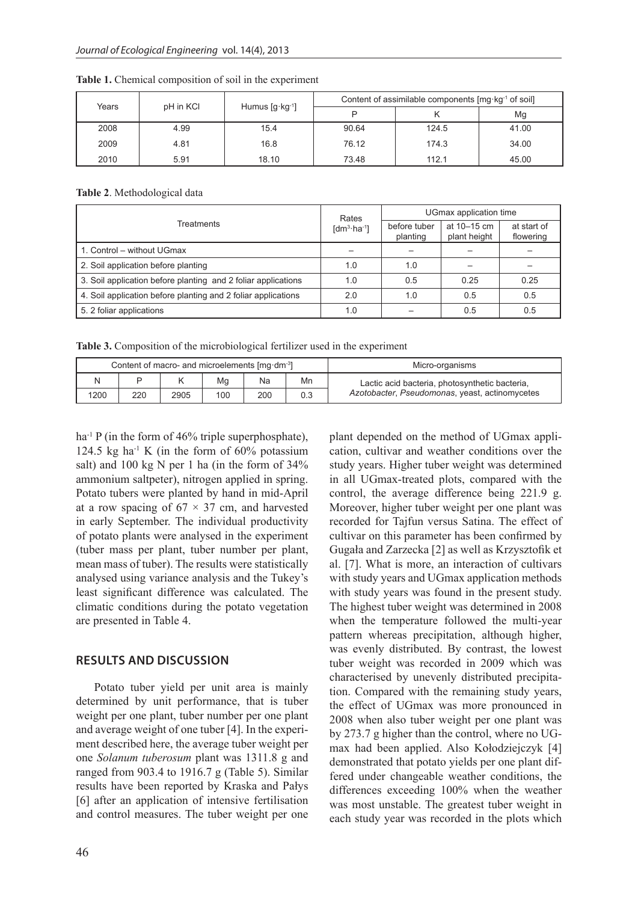**Table 1.** Chemical composition of soil in the experiment

| Years | pH in KCl | Humus [g·kg$^{-1}$] | Content of assimilable components [mg·kg$^{-1}$ of soil] | | |
|---|---|---|---|---|---|
| | | | P | K | Mg |
| 2008 | 4.99 | 15.4 | 90.64 | 124.5 | 41.00 |
| 2009 | 4.81 | 16.8 | 76.12 | 174.3 | 34.00 |
| 2010 | 5.91 | 18.10 | 73.48 | 112.1 | 45.00 |

**Table 2**. Methodological data

| Treatments | Rates [dm$^3$·ha$^{-1}$] | UGmax application time | | |
|---|---|---|---|---|
| | | before tuber planting | at 10–15 cm plant height | at start of flowering |
| 1. Control – without UGmax | – | – | – | – |
| 2. Soil application before planting | 1.0 | 1.0 | – | – |
| 3. Soil application before planting and 2 foliar applications | 1.0 | 0.5 | 0.25 | 0.25 |
| 4. Soil application before planting and 2 foliar applications | 2.0 | 1.0 | 0.5 | 0.5 |
| 5. 2 foliar applications | 1.0 | – | 0.5 | 0.5 |

**Table 3.** Composition of the microbiological fertilizer used in the experiment

| Content of macro- and microelements [mg·dm$^{-3}$] | | | | | | Micro-organisms |
|---|---|---|---|---|---|---|
| N | P | K | Mg | Na | Mn | Lactic acid bacteria, photosynthetic bacteria, *Azotobacter*, *Pseudomonas*, yeast, actinomycetes |
| 1200 | 220 | 2905 | 100 | 200 | 0.3 | |

ha$^{-1}$ P (in the form of 46% triple superphosphate), 124.5 kg ha$^{-1}$ K (in the form of 60% potassium salt) and 100 kg N per 1 ha (in the form of 34% ammonium saltpeter), nitrogen applied in spring. Potato tubers were planted by hand in mid-April at a row spacing of 67 × 37 cm, and harvested in early September. The individual productivity of potato plants were analysed in the experiment (tuber mass per plant, tuber number per plant, mean mass of tuber). The results were statistically analysed using variance analysis and the Tukey's least significant difference was calculated. The climatic conditions during the potato vegetation are presented in Table 4.

## RESULTS AND DISCUSSION

Potato tuber yield per unit area is mainly determined by unit performance, that is tuber weight per one plant, tuber number per one plant and average weight of one tuber [4]. In the experiment described here, the average tuber weight per one *Solanum tuberosum* plant was 1311.8 g and ranged from 903.4 to 1916.7 g (Table 5). Similar results have been reported by Kraska and Pałys [6] after an application of intensive fertilisation and control measures. The tuber weight per one plant depended on the method of UGmax application, cultivar and weather conditions over the study years. Higher tuber weight was determined in all UGmax-treated plots, compared with the control, the average difference being 221.9 g. Moreover, higher tuber weight per one plant was recorded for Tajfun versus Satina. The effect of cultivar on this parameter has been confirmed by Gugała and Zarzecka [2] as well as Krzysztofik et al. [7]. What is more, an interaction of cultivars with study years and UGmax application methods with study years was found in the present study. The highest tuber weight was determined in 2008 when the temperature followed the multi-year pattern whereas precipitation, although higher, was evenly distributed. By contrast, the lowest tuber weight was recorded in 2009 which was characterised by unevenly distributed precipitation. Compared with the remaining study years, the effect of UGmax was more pronounced in 2008 when also tuber weight per one plant was by 273.7 g higher than the control, where no UGmax had been applied. Also Kołodziejczyk [4] demonstrated that potato yields per one plant differed under changeable weather conditions, the differences exceeding 100% when the weather was most unstable. The greatest tuber weight in each study year was recorded in the plots which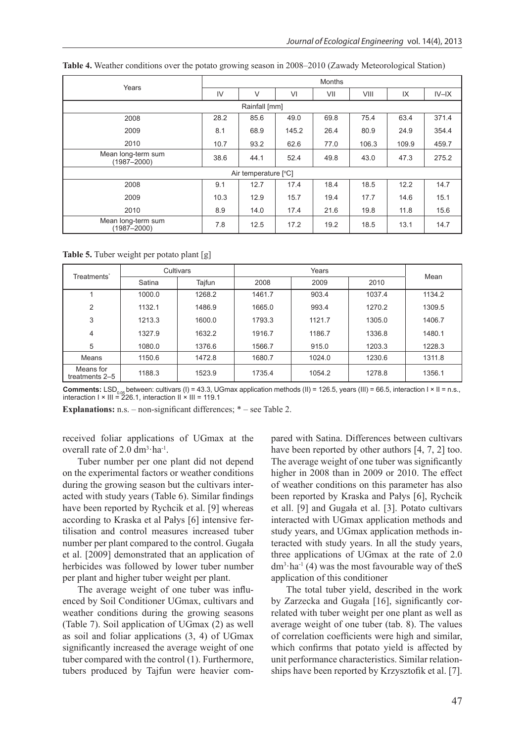**Table 4.** Weather conditions over the potato growing season in 2008–2010 (Zawady Meteorological Station)

| Years | Months | | | | | | |
|---|---|---|---|---|---|---|---|
| | IV | V | VI | VII | VIII | IX | IV–IX |
| Rainfall [mm] | | | | | | | |
| 2008 | 28.2 | 85.6 | 49.0 | 69.8 | 75.4 | 63.4 | 371.4 |
| 2009 | 8.1 | 68.9 | 145.2 | 26.4 | 80.9 | 24.9 | 354.4 |
| 2010 | 10.7 | 93.2 | 62.6 | 77.0 | 106.3 | 109.9 | 459.7 |
| Mean long-term sum (1987–2000) | 38.6 | 44.1 | 52.4 | 49.8 | 43.0 | 47.3 | 275.2 |
| Air temperature [°C] | | | | | | | |
| 2008 | 9.1 | 12.7 | 17.4 | 18.4 | 18.5 | 12.2 | 14.7 |
| 2009 | 10.3 | 12.9 | 15.7 | 19.4 | 17.7 | 14.6 | 15.1 |
| 2010 | 8.9 | 14.0 | 17.4 | 21.6 | 19.8 | 11.8 | 15.6 |
| Mean long-term sum (1987–2000) | 7.8 | 12.5 | 17.2 | 19.2 | 18.5 | 13.1 | 14.7 |

**Table 5.** Tuber weight per potato plant [g]

| Treatments* | Cultivars | | Years | | | Mean |
|---|---|---|---|---|---|---|
| | Satina | Tajfun | 2008 | 2009 | 2010 | |
| 1 | 1000.0 | 1268.2 | 1461.7 | 903.4 | 1037.4 | 1134.2 |
| 2 | 1132.1 | 1486.9 | 1665.0 | 993.4 | 1270.2 | 1309.5 |
| 3 | 1213.3 | 1600.0 | 1793.3 | 1121.7 | 1305.0 | 1406.7 |
| 4 | 1327.9 | 1632.2 | 1916.7 | 1186.7 | 1336.8 | 1480.1 |
| 5 | 1080.0 | 1376.6 | 1566.7 | 915.0 | 1203.3 | 1228.3 |
| Means | 1150.6 | 1472.8 | 1680.7 | 1024.0 | 1230.6 | 1311.8 |
| Means for treatments 2–5 | 1188.3 | 1523.9 | 1735.4 | 1054.2 | 1278.8 | 1356.1 |

**Comments:** $LSD_{0.05}$ between: cultivars (I) = 43.3, UGmax application methods (II) = 126.5, years (III) = 66.5, interaction I × II = n.s., interaction I × III = 226.1, interaction II × III = 119.1

**Explanations:** n.s. – non-significant differences; * – see Table 2.

received foliar applications of UGmax at the overall rate of 2.0 $dm^3 \cdot ha^{-1}$.

Tuber number per one plant did not depend on the experimental factors or weather conditions during the growing season but the cultivars interacted with study years (Table 6). Similar findings have been reported by Rychcik et al. [9] whereas according to Kraska et al Pałys [6] intensive fertilisation and control measures increased tuber number per plant compared to the control. Gugała et al. [2009] demonstrated that an application of herbicides was followed by lower tuber number per plant and higher tuber weight per plant.

The average weight of one tuber was influenced by Soil Conditioner UGmax, cultivars and weather conditions during the growing seasons (Table 7). Soil application of UGmax (2) as well as soil and foliar applications (3, 4) of UGmax significantly increased the average weight of one tuber compared with the control (1). Furthermore, tubers produced by Tajfun were heavier compared with Satina. Differences between cultivars have been reported by other authors [4, 7, 2] too. The average weight of one tuber was significantly higher in 2008 than in 2009 or 2010. The effect of weather conditions on this parameter has also been reported by Kraska and Pałys [6], Rychcik et all. [9] and Gugała et al. [3]. Potato cultivars interacted with UGmax application methods and study years, and UGmax application methods interacted with study years. In all the study years, three applications of UGmax at the rate of 2.0 $dm^3 \cdot ha^{-1}$ (4) was the most favourable way of theS application of this conditioner

The total tuber yield, described in the work by Zarzecka and Gugała [16], significantly correlated with tuber weight per one plant as well as average weight of one tuber (tab. 8). The values of correlation coefficients were high and similar, which confirms that potato yield is affected by unit performance characteristics. Similar relationships have been reported by Krzysztofik et al. [7].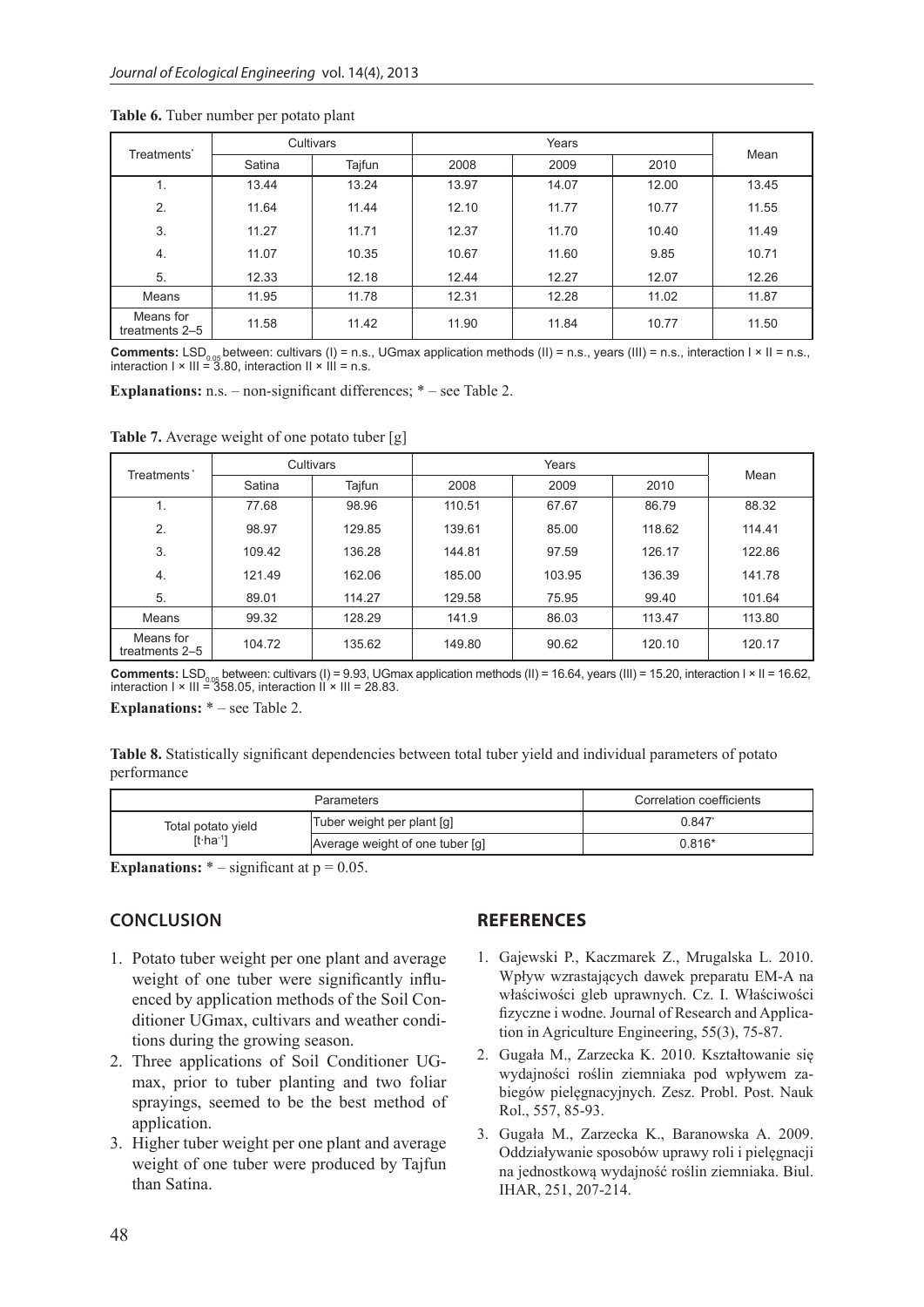**Table 6.** Tuber number per potato plant

| Treatments* | Cultivars | | Years | | | Mean |
|---|---|---|---|---|---|---|
| | Satina | Tajfun | 2008 | 2009 | 2010 | |
| 1. | 13.44 | 13.24 | 13.97 | 14.07 | 12.00 | 13.45 |
| 2. | 11.64 | 11.44 | 12.10 | 11.77 | 10.77 | 11.55 |
| 3. | 11.27 | 11.71 | 12.37 | 11.70 | 10.40 | 11.49 |
| 4. | 11.07 | 10.35 | 10.67 | 11.60 | 9.85 | 10.71 |
| 5. | 12.33 | 12.18 | 12.44 | 12.27 | 12.07 | 12.26 |
| Means | 11.95 | 11.78 | 12.31 | 12.28 | 11.02 | 11.87 |
| Means for treatments 2–5 | 11.58 | 11.42 | 11.90 | 11.84 | 10.77 | 11.50 |

**Comments:** $LSD_{0.05}$ between: cultivars (I) = n.s., UGmax application methods (II) = n.s., years (III) = n.s., interaction I × II = n.s., interaction I × III = 3.80, interaction II × III = n.s.

**Explanations:** n.s. – non-significant differences; * – see Table 2.

**Table 7.** Average weight of one potato tuber [g]

| Treatments* | Cultivars | | Years | | | Mean |
|---|---|---|---|---|---|---|
| | Satina | Tajfun | 2008 | 2009 | 2010 | |
| 1. | 77.68 | 98.96 | 110.51 | 67.67 | 86.79 | 88.32 |
| 2. | 98.97 | 129.85 | 139.61 | 85.00 | 118.62 | 114.41 |
| 3. | 109.42 | 136.28 | 144.81 | 97.59 | 126.17 | 122.86 |
| 4. | 121.49 | 162.06 | 185.00 | 103.95 | 136.39 | 141.78 |
| 5. | 89.01 | 114.27 | 129.58 | 75.95 | 99.40 | 101.64 |
| Means | 99.32 | 128.29 | 141.9 | 86.03 | 113.47 | 113.80 |
| Means for treatments 2–5 | 104.72 | 135.62 | 149.80 | 90.62 | 120.10 | 120.17 |

**Comments:** $LSD_{0.05}$ between: cultivars (I) = 9.93, UGmax application methods (II) = 16.64, years (III) = 15.20, interaction I × II = 16.62, interaction I × III = 358.05, interaction II × III = 28.83.

**Explanations:** * – see Table 2.

**Table 8.** Statistically significant dependencies between total tuber yield and individual parameters of potato performance

| Parameters | | Correlation coefficients |
|---|---|---|
| Total potato yield [t·ha$^{-1}$] | Tuber weight per plant [g] | 0.847* |
| | Average weight of one tuber [g] | 0.816* |

**Explanations:** * – significant at $p = 0.05$.

## CONCLUSION

1. Potato tuber weight per one plant and average weight of one tuber were significantly influenced by application methods of the Soil Conditioner UGmax, cultivars and weather conditions during the growing season.
2. Three applications of Soil Conditioner UGmax, prior to tuber planting and two foliar sprayings, seemed to be the best method of application.
3. Higher tuber weight per one plant and average weight of one tuber were produced by Tajfun than Satina.

## REFERENCES

1. Gajewski P., Kaczmarek Z., Mrugalska L. 2010. Wpływ wzrastających dawek preparatu EM-A na właściwości gleb uprawnych. Cz. I. Właściwości fizyczne i wodne. Journal of Research and Application in Agriculture Engineering, 55(3), 75-87.
2. Gugała M., Zarzecka K. 2010. Kształtowanie się wydajności roślin ziemniaka pod wpływem zabiegów pielęgnacyjnych. Zesz. Probl. Post. Nauk Rol., 557, 85-93.
3. Gugała M., Zarzecka K., Baranowska A. 2009. Oddziaływanie sposobów uprawy roli i pielęgnacji na jednostkową wydajność roślin ziemniaka. Biul. IHAR, 251, 207-214.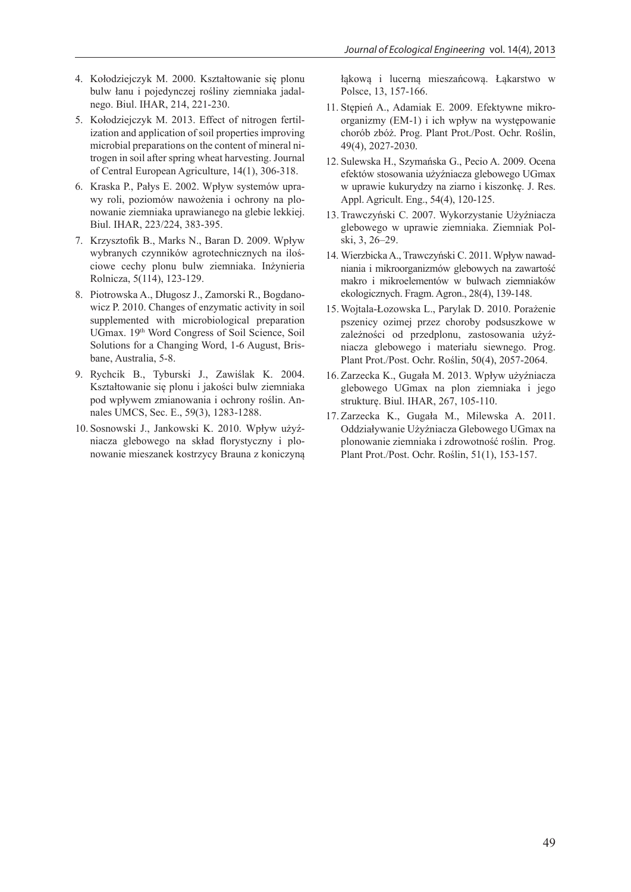4. Kołodziejczyk M. 2000. Kształtowanie się plonu bulw łanu i pojedynczej rośliny ziemniaka jadalnego. Biul. IHAR, 214, 221-230.
5. Kołodziejczyk M. 2013. Effect of nitrogen fertilization and application of soil properties improving microbial preparations on the content of mineral nitrogen in soil after spring wheat harvesting. Journal of Central European Agriculture, 14(1), 306-318.
6. Kraska P., Pałys E. 2002. Wpływ systemów uprawy roli, poziomów nawożenia i ochrony na plonowanie ziemniaka uprawianego na glebie lekkiej. Biul. IHAR, 223/224, 383-395.
7. Krzysztofik B., Marks N., Baran D. 2009. Wpływ wybranych czynników agrotechnicznych na ilościowe cechy plonu bulw ziemniaka. Inżynieria Rolnicza, 5(114), 123-129.
8. Piotrowska A., Długosz J., Zamorski R., Bogdanowicz P. 2010. Changes of enzymatic activity in soil supplemented with microbiological preparation UGmax. 19th Word Congress of Soil Science, Soil Solutions for a Changing Word, 1-6 August, Brisbane, Australia, 5-8.
9. Rychcik B., Tyburski J., Zawiślak K. 2004. Kształtowanie się plonu i jakości bulw ziemniaka pod wpływem zmianowania i ochrony roślin. Annales UMCS, Sec. E., 59(3), 1283-1288.
10. Sosnowski J., Jankowski K. 2010. Wpływ użyźniacza glebowego na skład florystyczny i plonowanie mieszanek kostrzycy Brauna z koniczyną łąkową i lucerną mieszańcową. Łąkarstwo w Polsce, 13, 157-166.
11. Stępień A., Adamiak E. 2009. Efektywne mikroorganizmy (EM-1) i ich wpływ na występowanie chorób zbóż. Prog. Plant Prot./Post. Ochr. Roślin, 49(4), 2027-2030.
12. Sulewska H., Szymańska G., Pecio A. 2009. Ocena efektów stosowania użyźniacza glebowego UGmax w uprawie kukurydzy na ziarno i kiszonkę. J. Res. Appl. Agricult. Eng., 54(4), 120-125.
13. Trawczyński C. 2007. Wykorzystanie Użyźniacza glebowego w uprawie ziemniaka. Ziemniak Polski, 3, 26–29.
14. Wierzbicka A., Trawczyński C. 2011. Wpływ nawadniania i mikroorganizmów glebowych na zawartość makro i mikroelementów w bulwach ziemniaków ekologicznych. Fragm. Agron., 28(4), 139-148.
15. Wojtala-Łozowska L., Parylak D. 2010. Porażenie pszenicy ozimej przez choroby podsuszkowe w zależności od przedplonu, zastosowania użyźniacza glebowego i materiału siewnego. Prog. Plant Prot./Post. Ochr. Roślin, 50(4), 2057-2064.
16. Zarzecka K., Gugała M. 2013. Wpływ użyźniacza glebowego UGmax na plon ziemniaka i jego strukturę. Biul. IHAR, 267, 105-110.
17. Zarzecka K., Gugała M., Milewska A. 2011. Oddziaływanie Użyźniacza Glebowego UGmax na plonowanie ziemniaka i zdrowotność roślin. Prog. Plant Prot./Post. Ochr. Roślin, 51(1), 153-157.